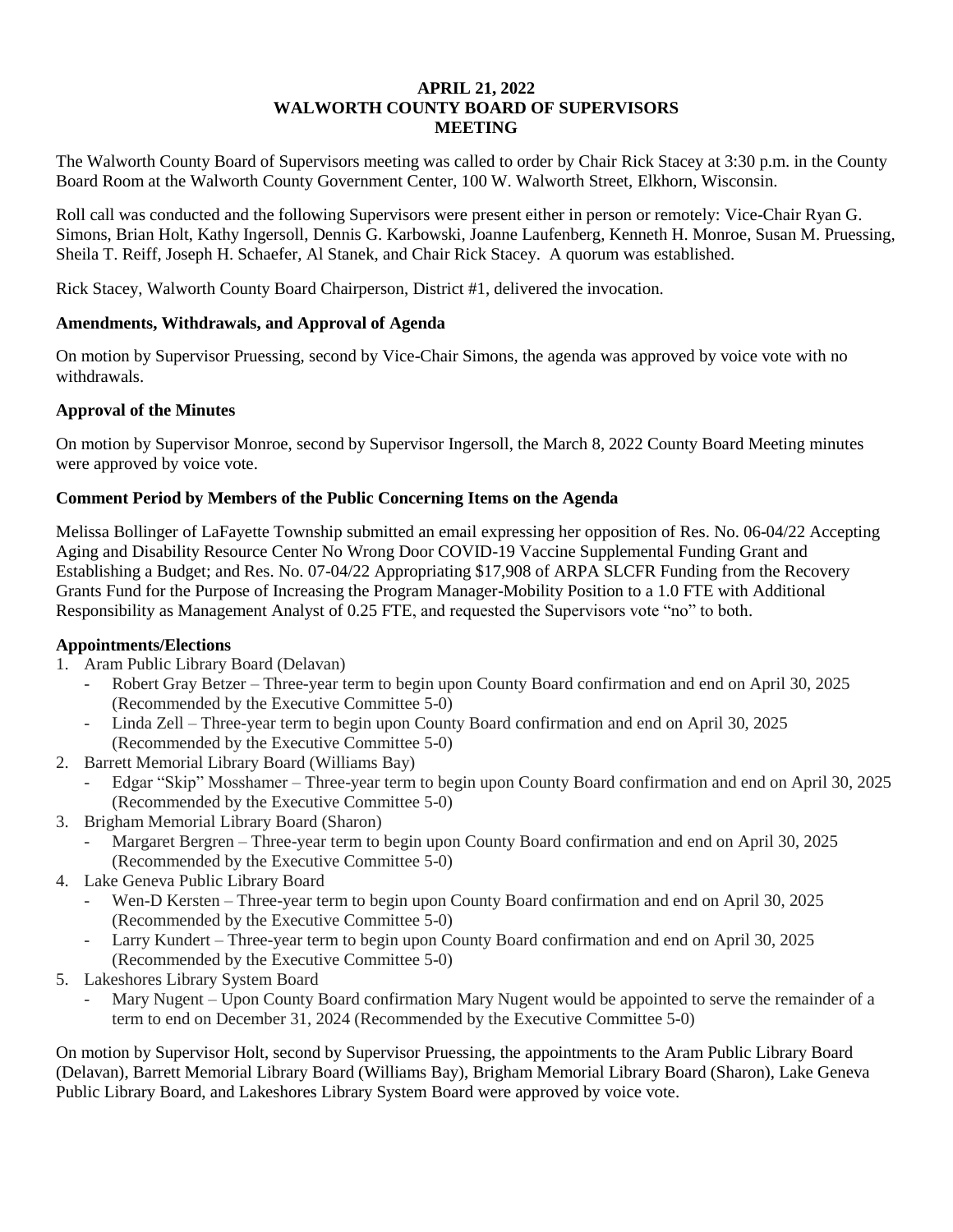# APRIL 21, 2022
# WALWORTH COUNTY BOARD OF SUPERVISORS
# MEETING

The Walworth County Board of Supervisors meeting was called to order by Chair Rick Stacey at 3:30 p.m. in the County Board Room at the Walworth County Government Center, 100 W. Walworth Street, Elkhorn, Wisconsin.

Roll call was conducted and the following Supervisors were present either in person or remotely: Vice-Chair Ryan G. Simons, Brian Holt, Kathy Ingersoll, Dennis G. Karbowski, Joanne Laufenberg, Kenneth H. Monroe, Susan M. Pruessing, Sheila T. Reiff, Joseph H. Schaefer, Al Stanek, and Chair Rick Stacey. A quorum was established.

Rick Stacey, Walworth County Board Chairperson, District #1, delivered the invocation.

**Amendments, Withdrawals, and Approval of Agenda**

On motion by Supervisor Pruessing, second by Vice-Chair Simons, the agenda was approved by voice vote with no withdrawals.

**Approval of the Minutes**

On motion by Supervisor Monroe, second by Supervisor Ingersoll, the March 8, 2022 County Board Meeting minutes were approved by voice vote.

**Comment Period by Members of the Public Concerning Items on the Agenda**

Melissa Bollinger of LaFayette Township submitted an email expressing her opposition of Res. No. 06-04/22 Accepting Aging and Disability Resource Center No Wrong Door COVID-19 Vaccine Supplemental Funding Grant and Establishing a Budget; and Res. No. 07-04/22 Appropriating $17,908 of ARPA SLCFR Funding from the Recovery Grants Fund for the Purpose of Increasing the Program Manager-Mobility Position to a 1.0 FTE with Additional Responsibility as Management Analyst of 0.25 FTE, and requested the Supervisors vote "no" to both.

**Appointments/Elections**

1. Aram Public Library Board (Delavan)
   - Robert Gray Betzer – Three-year term to begin upon County Board confirmation and end on April 30, 2025 (Recommended by the Executive Committee 5-0)
   - Linda Zell – Three-year term to begin upon County Board confirmation and end on April 30, 2025 (Recommended by the Executive Committee 5-0)
2. Barrett Memorial Library Board (Williams Bay)
   - Edgar "Skip" Mosshamer – Three-year term to begin upon County Board confirmation and end on April 30, 2025 (Recommended by the Executive Committee 5-0)
3. Brigham Memorial Library Board (Sharon)
   - Margaret Bergren – Three-year term to begin upon County Board confirmation and end on April 30, 2025 (Recommended by the Executive Committee 5-0)
4. Lake Geneva Public Library Board
   - Wen-D Kersten – Three-year term to begin upon County Board confirmation and end on April 30, 2025 (Recommended by the Executive Committee 5-0)
   - Larry Kundert – Three-year term to begin upon County Board confirmation and end on April 30, 2025 (Recommended by the Executive Committee 5-0)
5. Lakeshores Library System Board
   - Mary Nugent – Upon County Board confirmation Mary Nugent would be appointed to serve the remainder of a term to end on December 31, 2024 (Recommended by the Executive Committee 5-0)

On motion by Supervisor Holt, second by Supervisor Pruessing, the appointments to the Aram Public Library Board (Delavan), Barrett Memorial Library Board (Williams Bay), Brigham Memorial Library Board (Sharon), Lake Geneva Public Library Board, and Lakeshores Library System Board were approved by voice vote.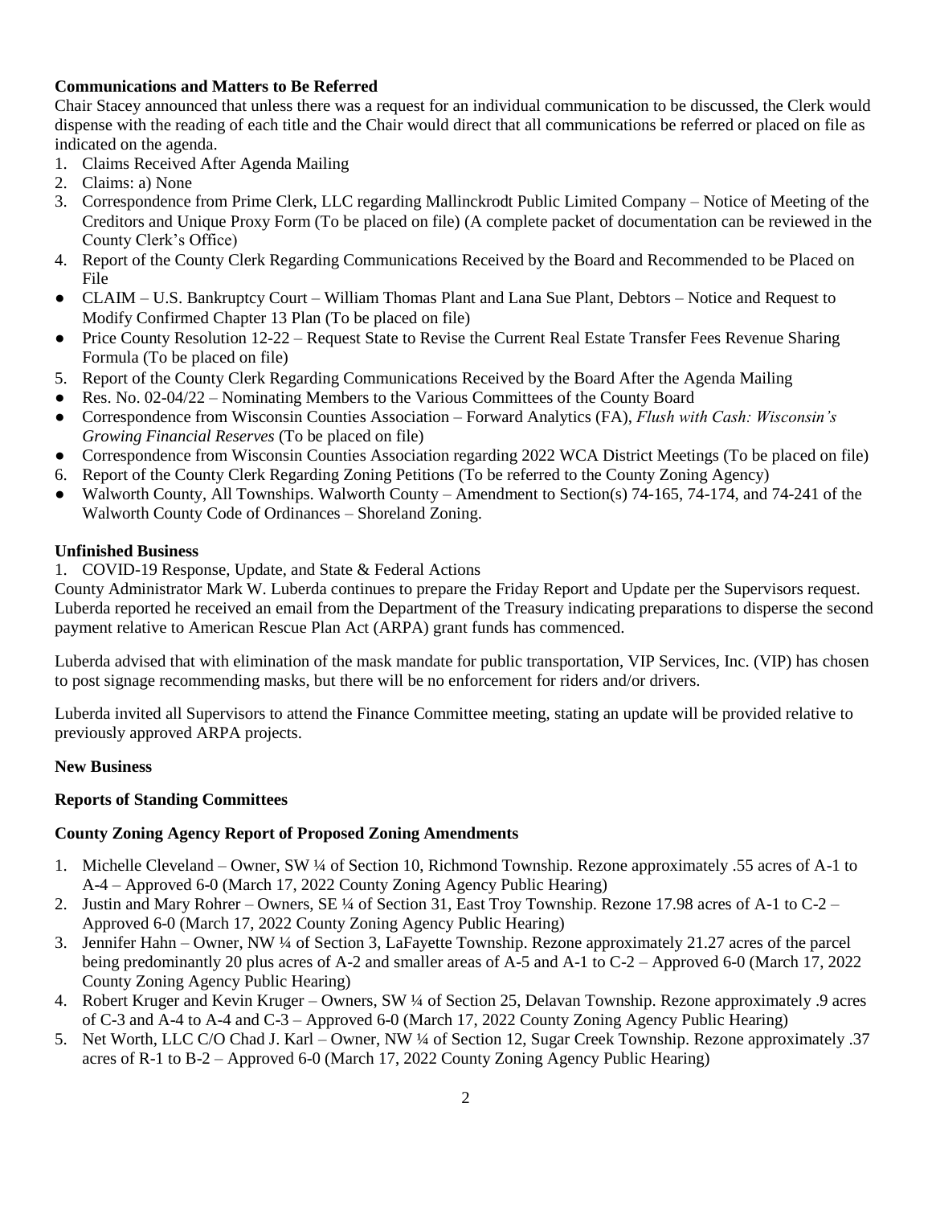**Communications and Matters to Be Referred**

Chair Stacey announced that unless there was a request for an individual communication to be discussed, the Clerk would dispense with the reading of each title and the Chair would direct that all communications be referred or placed on file as indicated on the agenda.

1. Claims Received After Agenda Mailing
2. Claims: a) None
3. Correspondence from Prime Clerk, LLC regarding Mallinckrodt Public Limited Company – Notice of Meeting of the Creditors and Unique Proxy Form (To be placed on file) (A complete packet of documentation can be reviewed in the County Clerk's Office)
4. Report of the County Clerk Regarding Communications Received by the Board and Recommended to be Placed on File
   - CLAIM – U.S. Bankruptcy Court – William Thomas Plant and Lana Sue Plant, Debtors – Notice and Request to Modify Confirmed Chapter 13 Plan (To be placed on file)
   - Price County Resolution 12-22 – Request State to Revise the Current Real Estate Transfer Fees Revenue Sharing Formula (To be placed on file)
5. Report of the County Clerk Regarding Communications Received by the Board After the Agenda Mailing
   - Res. No. 02-04/22 – Nominating Members to the Various Committees of the County Board
   - Correspondence from Wisconsin Counties Association – Forward Analytics (FA), *Flush with Cash: Wisconsin's Growing Financial Reserves* (To be placed on file)
   - Correspondence from Wisconsin Counties Association regarding 2022 WCA District Meetings (To be placed on file)
6. Report of the County Clerk Regarding Zoning Petitions (To be referred to the County Zoning Agency)
   - Walworth County, All Townships. Walworth County – Amendment to Section(s) 74-165, 74-174, and 74-241 of the Walworth County Code of Ordinances – Shoreland Zoning.

**Unfinished Business**

1. COVID-19 Response, Update, and State & Federal Actions

County Administrator Mark W. Luberda continues to prepare the Friday Report and Update per the Supervisors request. Luberda reported he received an email from the Department of the Treasury indicating preparations to disperse the second payment relative to American Rescue Plan Act (ARPA) grant funds has commenced.

Luberda advised that with elimination of the mask mandate for public transportation, VIP Services, Inc. (VIP) has chosen to post signage recommending masks, but there will be no enforcement for riders and/or drivers.

Luberda invited all Supervisors to attend the Finance Committee meeting, stating an update will be provided relative to previously approved ARPA projects.

**New Business**

**Reports of Standing Committees**

**County Zoning Agency Report of Proposed Zoning Amendments**

1. Michelle Cleveland – Owner, SW ¼ of Section 10, Richmond Township. Rezone approximately .55 acres of A-1 to A-4 – Approved 6-0 (March 17, 2022 County Zoning Agency Public Hearing)
2. Justin and Mary Rohrer – Owners, SE ¼ of Section 31, East Troy Township. Rezone 17.98 acres of A-1 to C-2 – Approved 6-0 (March 17, 2022 County Zoning Agency Public Hearing)
3. Jennifer Hahn – Owner, NW ¼ of Section 3, LaFayette Township. Rezone approximately 21.27 acres of the parcel being predominantly 20 plus acres of A-2 and smaller areas of A-5 and A-1 to C-2 – Approved 6-0 (March 17, 2022 County Zoning Agency Public Hearing)
4. Robert Kruger and Kevin Kruger – Owners, SW ¼ of Section 25, Delavan Township. Rezone approximately .9 acres of C-3 and A-4 to A-4 and C-3 – Approved 6-0 (March 17, 2022 County Zoning Agency Public Hearing)
5. Net Worth, LLC C/O Chad J. Karl – Owner, NW ¼ of Section 12, Sugar Creek Township. Rezone approximately .37 acres of R-1 to B-2 – Approved 6-0 (March 17, 2022 County Zoning Agency Public Hearing)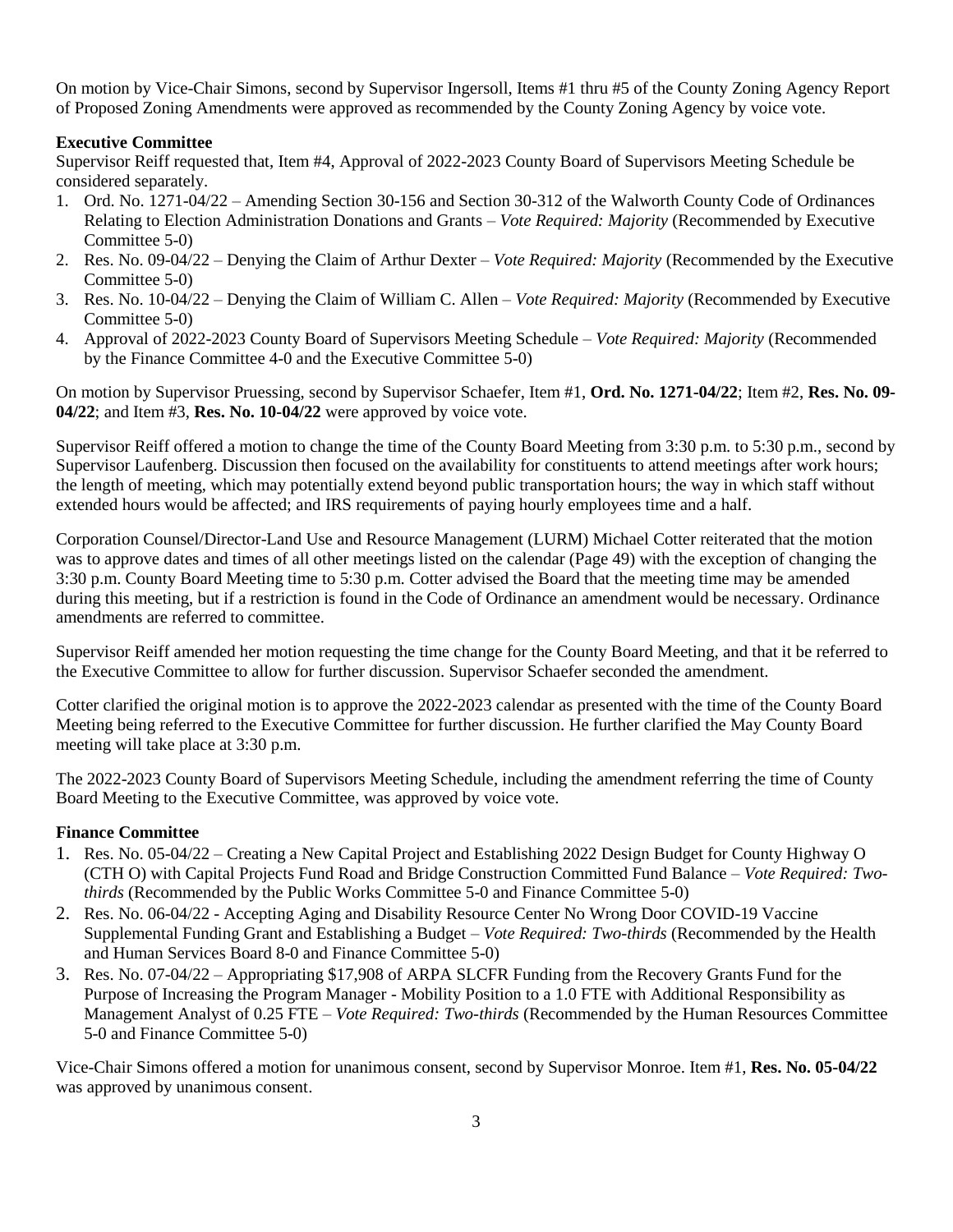On motion by Vice-Chair Simons, second by Supervisor Ingersoll, Items #1 thru #5 of the County Zoning Agency Report of Proposed Zoning Amendments were approved as recommended by the County Zoning Agency by voice vote.

**Executive Committee**

Supervisor Reiff requested that, Item #4, Approval of 2022-2023 County Board of Supervisors Meeting Schedule be considered separately.

1. Ord. No. 1271-04/22 – Amending Section 30-156 and Section 30-312 of the Walworth County Code of Ordinances Relating to Election Administration Donations and Grants – *Vote Required: Majority* (Recommended by Executive Committee 5-0)
2. Res. No. 09-04/22 – Denying the Claim of Arthur Dexter – *Vote Required: Majority* (Recommended by the Executive Committee 5-0)
3. Res. No. 10-04/22 – Denying the Claim of William C. Allen – *Vote Required: Majority* (Recommended by Executive Committee 5-0)
4. Approval of 2022-2023 County Board of Supervisors Meeting Schedule – *Vote Required: Majority* (Recommended by the Finance Committee 4-0 and the Executive Committee 5-0)

On motion by Supervisor Pruessing, second by Supervisor Schaefer, Item #1, **Ord. No. 1271-04/22**; Item #2, **Res. No. 09-04/22**; and Item #3, **Res. No. 10-04/22** were approved by voice vote.

Supervisor Reiff offered a motion to change the time of the County Board Meeting from 3:30 p.m. to 5:30 p.m., second by Supervisor Laufenberg. Discussion then focused on the availability for constituents to attend meetings after work hours; the length of meeting, which may potentially extend beyond public transportation hours; the way in which staff without extended hours would be affected; and IRS requirements of paying hourly employees time and a half.

Corporation Counsel/Director-Land Use and Resource Management (LURM) Michael Cotter reiterated that the motion was to approve dates and times of all other meetings listed on the calendar (Page 49) with the exception of changing the 3:30 p.m. County Board Meeting time to 5:30 p.m. Cotter advised the Board that the meeting time may be amended during this meeting, but if a restriction is found in the Code of Ordinance an amendment would be necessary. Ordinance amendments are referred to committee.

Supervisor Reiff amended her motion requesting the time change for the County Board Meeting, and that it be referred to the Executive Committee to allow for further discussion. Supervisor Schaefer seconded the amendment.

Cotter clarified the original motion is to approve the 2022-2023 calendar as presented with the time of the County Board Meeting being referred to the Executive Committee for further discussion. He further clarified the May County Board meeting will take place at 3:30 p.m.

The 2022-2023 County Board of Supervisors Meeting Schedule, including the amendment referring the time of County Board Meeting to the Executive Committee, was approved by voice vote.

**Finance Committee**

1. Res. No. 05-04/22 – Creating a New Capital Project and Establishing 2022 Design Budget for County Highway O (CTH O) with Capital Projects Fund Road and Bridge Construction Committed Fund Balance – *Vote Required: Two-thirds* (Recommended by the Public Works Committee 5-0 and Finance Committee 5-0)
2. Res. No. 06-04/22 - Accepting Aging and Disability Resource Center No Wrong Door COVID-19 Vaccine Supplemental Funding Grant and Establishing a Budget – *Vote Required: Two-thirds* (Recommended by the Health and Human Services Board 8-0 and Finance Committee 5-0)
3. Res. No. 07-04/22 – Appropriating $17,908 of ARPA SLCFR Funding from the Recovery Grants Fund for the Purpose of Increasing the Program Manager - Mobility Position to a 1.0 FTE with Additional Responsibility as Management Analyst of 0.25 FTE – *Vote Required: Two-thirds* (Recommended by the Human Resources Committee 5-0 and Finance Committee 5-0)

Vice-Chair Simons offered a motion for unanimous consent, second by Supervisor Monroe. Item #1, **Res. No. 05-04/22** was approved by unanimous consent.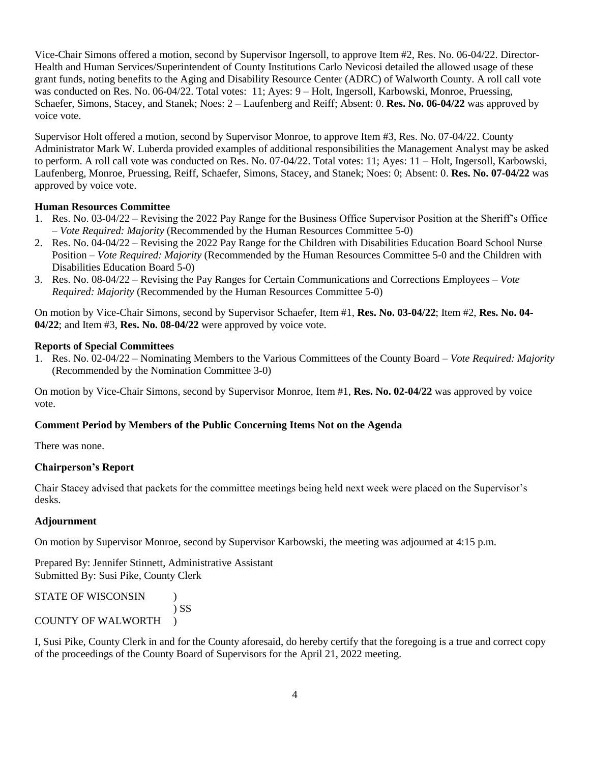Vice-Chair Simons offered a motion, second by Supervisor Ingersoll, to approve Item #2, Res. No. 06-04/22. Director-Health and Human Services/Superintendent of County Institutions Carlo Nevicosi detailed the allowed usage of these grant funds, noting benefits to the Aging and Disability Resource Center (ADRC) of Walworth County. A roll call vote was conducted on Res. No. 06-04/22. Total votes: 11; Ayes: 9 – Holt, Ingersoll, Karbowski, Monroe, Pruessing, Schaefer, Simons, Stacey, and Stanek; Noes: 2 – Laufenberg and Reiff; Absent: 0. **Res. No. 06-04/22** was approved by voice vote.

Supervisor Holt offered a motion, second by Supervisor Monroe, to approve Item #3, Res. No. 07-04/22. County Administrator Mark W. Luberda provided examples of additional responsibilities the Management Analyst may be asked to perform. A roll call vote was conducted on Res. No. 07-04/22. Total votes: 11; Ayes: 11 – Holt, Ingersoll, Karbowski, Laufenberg, Monroe, Pruessing, Reiff, Schaefer, Simons, Stacey, and Stanek; Noes: 0; Absent: 0. **Res. No. 07-04/22** was approved by voice vote.

**Human Resources Committee**

1. Res. No. 03-04/22 – Revising the 2022 Pay Range for the Business Office Supervisor Position at the Sheriff's Office – *Vote Required: Majority* (Recommended by the Human Resources Committee 5-0)
2. Res. No. 04-04/22 – Revising the 2022 Pay Range for the Children with Disabilities Education Board School Nurse Position – *Vote Required: Majority* (Recommended by the Human Resources Committee 5-0 and the Children with Disabilities Education Board 5-0)
3. Res. No. 08-04/22 – Revising the Pay Ranges for Certain Communications and Corrections Employees – *Vote Required: Majority* (Recommended by the Human Resources Committee 5-0)

On motion by Vice-Chair Simons, second by Supervisor Schaefer, Item #1, **Res. No. 03-04/22**; Item #2, **Res. No. 04-04/22**; and Item #3, **Res. No. 08-04/22** were approved by voice vote.

**Reports of Special Committees**

1. Res. No. 02-04/22 – Nominating Members to the Various Committees of the County Board – *Vote Required: Majority* (Recommended by the Nomination Committee 3-0)

On motion by Vice-Chair Simons, second by Supervisor Monroe, Item #1, **Res. No. 02-04/22** was approved by voice vote.

**Comment Period by Members of the Public Concerning Items Not on the Agenda**

There was none.

**Chairperson's Report**

Chair Stacey advised that packets for the committee meetings being held next week were placed on the Supervisor's desks.

**Adjournment**

On motion by Supervisor Monroe, second by Supervisor Karbowski, the meeting was adjourned at 4:15 p.m.

Prepared By: Jennifer Stinnett, Administrative Assistant
Submitted By: Susi Pike, County Clerk

STATE OF WISCONSIN )
) SS
COUNTY OF WALWORTH )

I, Susi Pike, County Clerk in and for the County aforesaid, do hereby certify that the foregoing is a true and correct copy of the proceedings of the County Board of Supervisors for the April 21, 2022 meeting.